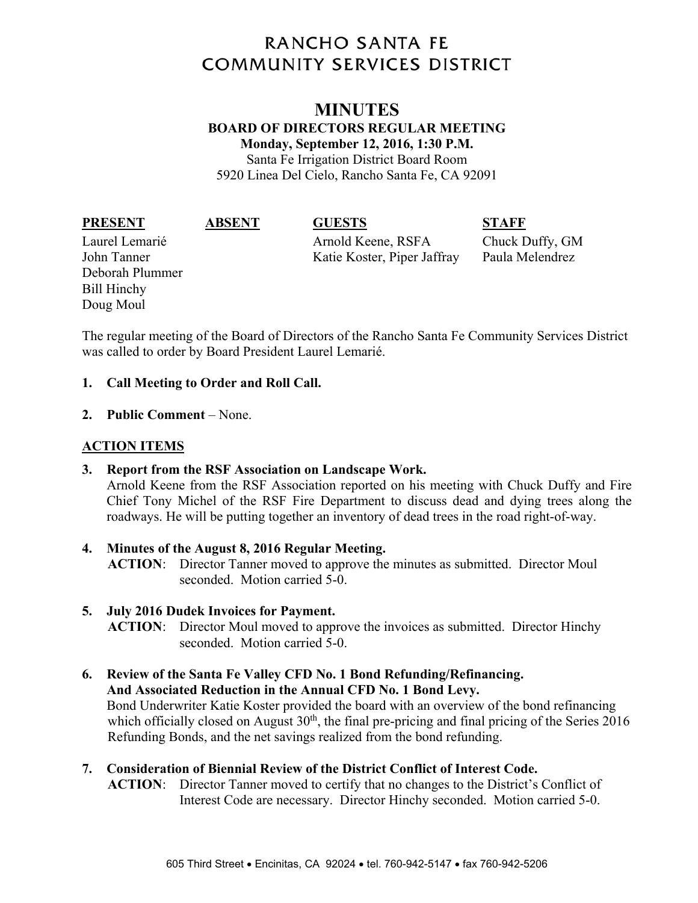# RANCHO SANTA FE COMMUNITY SERVICES DISTRICT

## MINUTES

**BOARD OF DIRECTORS REGULAR MEETING**
**Monday, September 12, 2016, 1:30 P.M.**
Santa Fe Irrigation District Board Room
5920 Linea Del Cielo, Rancho Santa Fe, CA 92091

| PRESENT | ABSENT | GUESTS | STAFF |
|---|---|---|---|
| Laurel Lemarié | | Arnold Keene, RSFA | Chuck Duffy, GM |
| John Tanner | | Katie Koster, Piper Jaffray | Paula Melendrez |
| Deborah Plummer | | | |
| Bill Hinchy | | | |
| Doug Moul | | | |

The regular meeting of the Board of Directors of the Rancho Santa Fe Community Services District was called to order by Board President Laurel Lemarié.

1. **Call Meeting to Order and Roll Call.**

2. **Public Comment** – None.

**ACTION ITEMS**

3. **Report from the RSF Association on Landscape Work.**
   Arnold Keene from the RSF Association reported on his meeting with Chuck Duffy and Fire Chief Tony Michel of the RSF Fire Department to discuss dead and dying trees along the roadways. He will be putting together an inventory of dead trees in the road right-of-way.

4. **Minutes of the August 8, 2016 Regular Meeting.**
   **ACTION**: Director Tanner moved to approve the minutes as submitted. Director Moul seconded. Motion carried 5-0.

5. **July 2016 Dudek Invoices for Payment.**
   **ACTION**: Director Moul moved to approve the invoices as submitted. Director Hinchy seconded. Motion carried 5-0.

6. **Review of the Santa Fe Valley CFD No. 1 Bond Refunding/Refinancing. And Associated Reduction in the Annual CFD No. 1 Bond Levy.**
   Bond Underwriter Katie Koster provided the board with an overview of the bond refinancing which officially closed on August 30th, the final pre-pricing and final pricing of the Series 2016 Refunding Bonds, and the net savings realized from the bond refunding.

7. **Consideration of Biennial Review of the District Conflict of Interest Code.**
   **ACTION**: Director Tanner moved to certify that no changes to the District's Conflict of Interest Code are necessary. Director Hinchy seconded. Motion carried 5-0.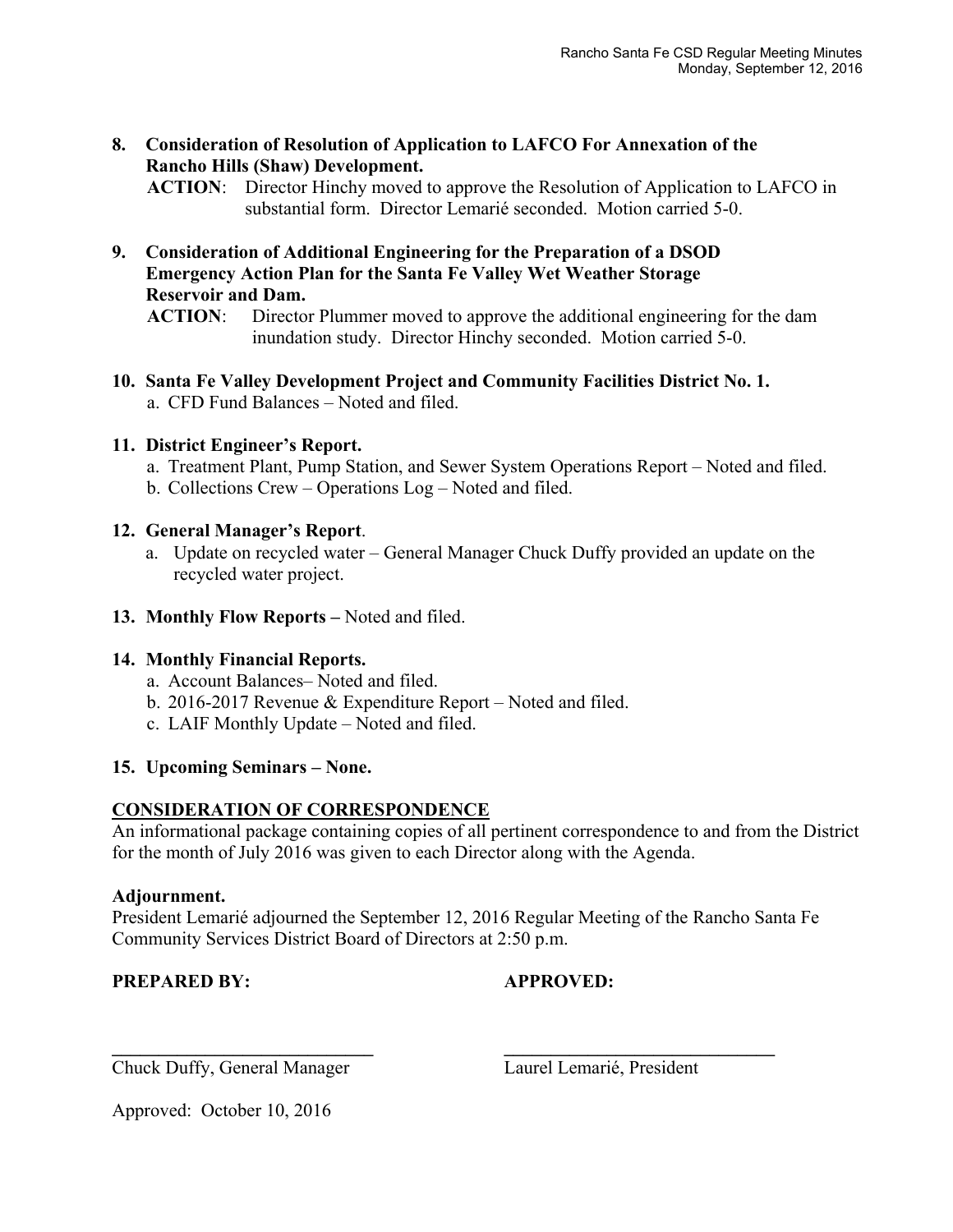8. **Consideration of Resolution of Application to LAFCO For Annexation of the Rancho Hills (Shaw) Development.**
   **ACTION**: Director Hinchy moved to approve the Resolution of Application to LAFCO in substantial form. Director Lemarié seconded. Motion carried 5-0.

9. **Consideration of Additional Engineering for the Preparation of a DSOD Emergency Action Plan for the Santa Fe Valley Wet Weather Storage Reservoir and Dam.**
   **ACTION**: Director Plummer moved to approve the additional engineering for the dam inundation study. Director Hinchy seconded. Motion carried 5-0.

10. **Santa Fe Valley Development Project and Community Facilities District No. 1.**
    a. CFD Fund Balances – Noted and filed.

11. **District Engineer's Report.**
    a. Treatment Plant, Pump Station, and Sewer System Operations Report – Noted and filed.
    b. Collections Crew – Operations Log – Noted and filed.

12. **General Manager's Report**.
    a. Update on recycled water – General Manager Chuck Duffy provided an update on the recycled water project.

13. **Monthly Flow Reports –** Noted and filed.

14. **Monthly Financial Reports.**
    a. Account Balances– Noted and filed.
    b. 2016-2017 Revenue & Expenditure Report – Noted and filed.
    c. LAIF Monthly Update – Noted and filed.

15. **Upcoming Seminars – None.**

**CONSIDERATION OF CORRESPONDENCE**

An informational package containing copies of all pertinent correspondence to and from the District for the month of July 2016 was given to each Director along with the Agenda.

**Adjournment.**

President Lemarié adjourned the September 12, 2016 Regular Meeting of the Rancho Santa Fe Community Services District Board of Directors at 2:50 p.m.

**PREPARED BY:** 

______________________________

Chuck Duffy, General Manager

**APPROVED:**

______________________________

Laurel Lemarié, President

Approved: October 10, 2016